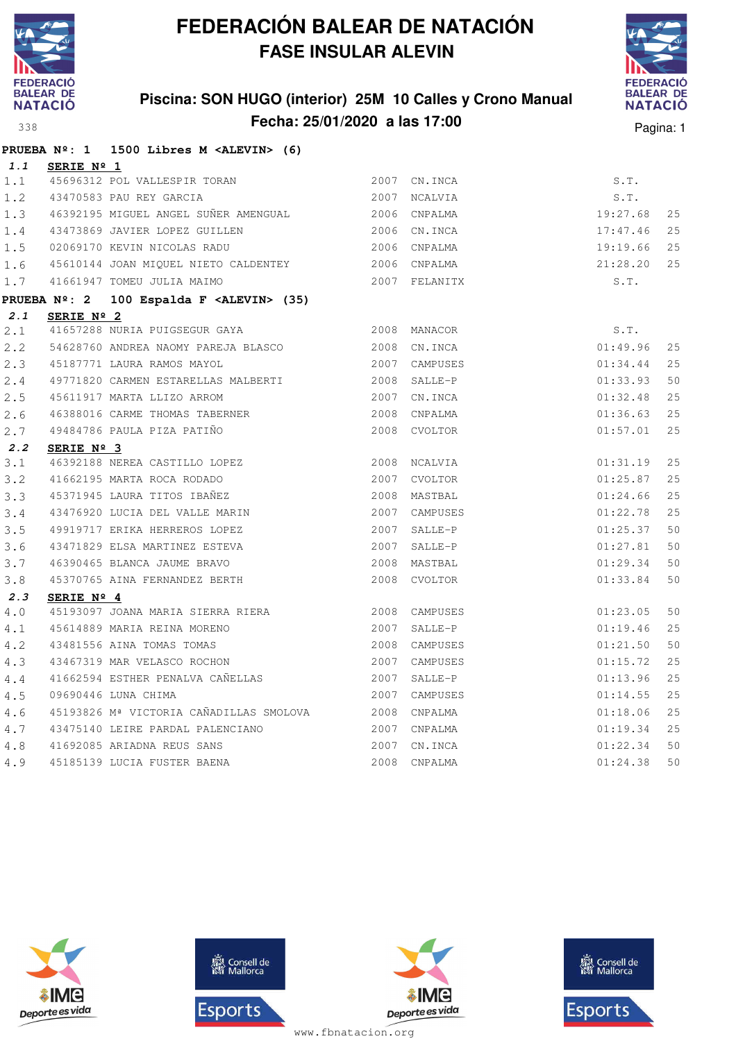# FEDERACIÓN BALEAR DE NATACIÓN

## FASE INSULAR ALEVIN

### Piscina: SON HUGO (interior) 25M 10 Calles y Crono Manual

### Fecha: 25/01/2020 a las 17:00

338

**PRUEBA Nº: 1 1500 Libres M <ALEVIN> (6)**

***1.1*** **SERIE Nº 1**

| | | | | | | |
|---|---|---|---|---|---|---|
| 1.1 | 45696312 | POL VALLESPIR TORAN | 2007 | CN.INCA | S.T. | |
| 1.2 | 43470583 | PAU REY GARCIA | 2007 | NCALVIA | S.T. | |
| 1.3 | 46392195 | MIGUEL ANGEL SUÑER AMENGUAL | 2006 | CNPALMA | 19:27.68 | 25 |
| 1.4 | 43473869 | JAVIER LOPEZ GUILLEN | 2006 | CN.INCA | 17:47.46 | 25 |
| 1.5 | 02069170 | KEVIN NICOLAS RADU | 2006 | CNPALMA | 19:19.66 | 25 |
| 1.6 | 45610144 | JOAN MIQUEL NIETO CALDENTEY | 2006 | CNPALMA | 21:28.20 | 25 |
| 1.7 | 41661947 | TOMEU JULIA MAIMO | 2007 | FELANITX | S.T. | |

**PRUEBA Nº: 2 100 Espalda F <ALEVIN> (35)**

***2.1*** **SERIE Nº 2**

| | | | | | | |
|---|---|---|---|---|---|---|
| 2.1 | 41657288 | NURIA PUIGSEGUR GAYA | 2008 | MANACOR | S.T. | |
| 2.2 | 54628760 | ANDREA NAOMY PAREJA BLASCO | 2008 | CN.INCA | 01:49.96 | 25 |
| 2.3 | 45187771 | LAURA RAMOS MAYOL | 2007 | CAMPUSES | 01:34.44 | 25 |
| 2.4 | 49771820 | CARMEN ESTARELLAS MALBERTI | 2008 | SALLE-P | 01:33.93 | 50 |
| 2.5 | 45611917 | MARTA LLIZO ARROM | 2007 | CN.INCA | 01:32.48 | 25 |
| 2.6 | 46388016 | CARME THOMAS TABERNER | 2008 | CNPALMA | 01:36.63 | 25 |
| 2.7 | 49484786 | PAULA PIZA PATIÑO | 2008 | CVOLTOR | 01:57.01 | 25 |

***2.2*** **SERIE Nº 3**

| | | | | | | |
|---|---|---|---|---|---|---|
| 3.1 | 46392188 | NEREA CASTILLO LOPEZ | 2008 | NCALVIA | 01:31.19 | 25 |
| 3.2 | 41662195 | MARTA ROCA RODADO | 2007 | CVOLTOR | 01:25.87 | 25 |
| 3.3 | 45371945 | LAURA TITOS IBAÑEZ | 2008 | MASTBAL | 01:24.66 | 25 |
| 3.4 | 43476920 | LUCIA DEL VALLE MARIN | 2007 | CAMPUSES | 01:22.78 | 25 |
| 3.5 | 49919717 | ERIKA HERREROS LOPEZ | 2007 | SALLE-P | 01:25.37 | 50 |
| 3.6 | 43471829 | ELSA MARTINEZ ESTEVA | 2007 | SALLE-P | 01:27.81 | 50 |
| 3.7 | 46390465 | BLANCA JAUME BRAVO | 2008 | MASTBAL | 01:29.34 | 50 |
| 3.8 | 45370765 | AINA FERNANDEZ BERTH | 2008 | CVOLTOR | 01:33.84 | 50 |

***2.3*** **SERIE Nº 4**

| | | | | | | |
|---|---|---|---|---|---|---|
| 4.0 | 45193097 | JOANA MARIA SIERRA RIERA | 2008 | CAMPUSES | 01:23.05 | 50 |
| 4.1 | 45614889 | MARIA REINA MORENO | 2007 | SALLE-P | 01:19.46 | 25 |
| 4.2 | 43481556 | AINA TOMAS TOMAS | 2008 | CAMPUSES | 01:21.50 | 50 |
| 4.3 | 43467319 | MAR VELASCO ROCHON | 2007 | CAMPUSES | 01:15.72 | 25 |
| 4.4 | 41662594 | ESTHER PENALVA CAÑELLAS | 2007 | SALLE-P | 01:13.96 | 25 |
| 4.5 | 09690446 | LUNA CHIMA | 2007 | CAMPUSES | 01:14.55 | 25 |
| 4.6 | 45193826 | Mª VICTORIA CAÑADILLAS SMOLOVA | 2008 | CNPALMA | 01:18.06 | 25 |
| 4.7 | 43475140 | LEIRE PARDAL PALENCIANO | 2007 | CNPALMA | 01:19.34 | 25 |
| 4.8 | 41692085 | ARIADNA REUS SANS | 2007 | CN.INCA | 01:22.34 | 50 |
| 4.9 | 45185139 | LUCIA FUSTER BAENA | 2008 | CNPALMA | 01:24.38 | 50 |

www.fbnatacion.org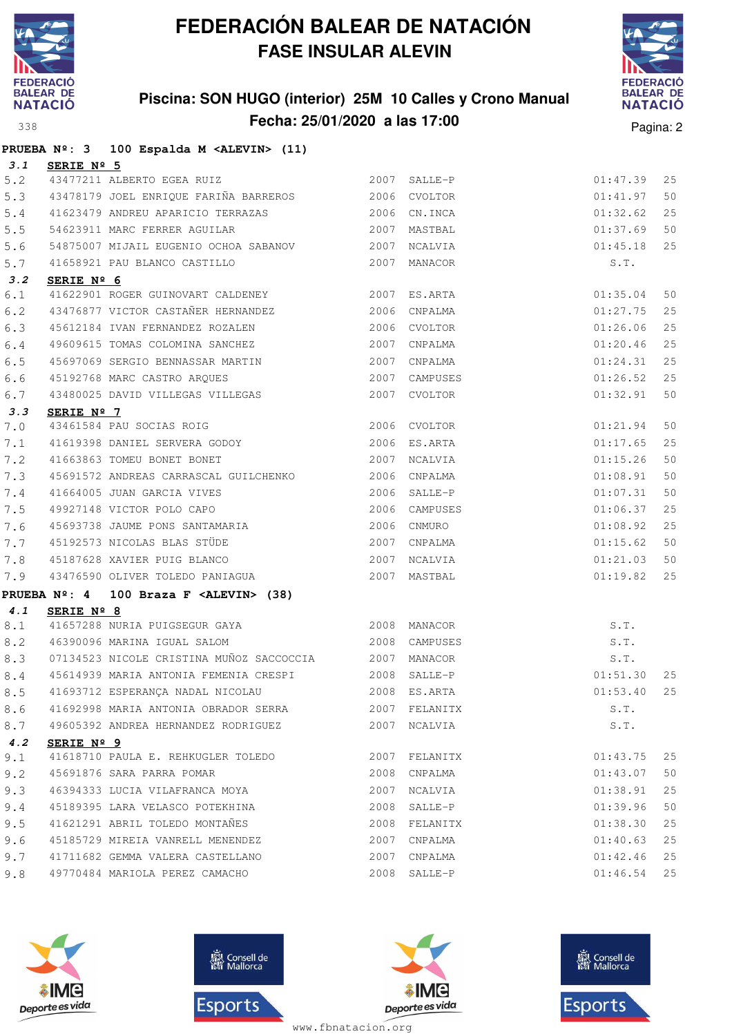# FEDERACIÓN BALEAR DE NATACIÓN
## FASE INSULAR ALEVIN

**Piscina: SON HUGO (interior) 25M 10 Calles y Crono Manual**
**Fecha: 25/01/2020 a las 17:00**

338

### PRUEBA Nº: 3 100 Espalda M <ALEVIN> (11)

**3.1 SERIE Nº 5**

| Pos | Licencia | Nombre | Año | Club | Tiempo | Piscina |
|---|---|---|---|---|---|---|
| 5.2 | 43477211 | ALBERTO EGEA RUIZ | 2007 | SALLE-P | 01:47.39 | 25 |
| 5.3 | 43478179 | JOEL ENRIQUE FARIÑA BARREROS | 2006 | CVOLTOR | 01:41.97 | 50 |
| 5.4 | 41623479 | ANDREU APARICIO TERRAZAS | 2006 | CN.INCA | 01:32.62 | 25 |
| 5.5 | 54623911 | MARC FERRER AGUILAR | 2007 | MASTBAL | 01:37.69 | 50 |
| 5.6 | 54875007 | MIJAIL EUGENIO OCHOA SABANOV | 2007 | NCALVIA | 01:45.18 | 25 |
| 5.7 | 41658921 | PAU BLANCO CASTILLO | 2007 | MANACOR | S.T. | |

**3.2 SERIE Nº 6**

| Pos | Licencia | Nombre | Año | Club | Tiempo | Piscina |
|---|---|---|---|---|---|---|
| 6.1 | 41622901 | ROGER GUINOVART CALDENEY | 2007 | ES.ARTA | 01:35.04 | 50 |
| 6.2 | 43476877 | VICTOR CASTAÑER HERNANDEZ | 2006 | CNPALMA | 01:27.75 | 25 |
| 6.3 | 45612184 | IVAN FERNANDEZ ROZALEN | 2006 | CVOLTOR | 01:26.06 | 25 |
| 6.4 | 49609615 | TOMAS COLOMINA SANCHEZ | 2007 | CNPALMA | 01:20.46 | 25 |
| 6.5 | 45697069 | SERGIO BENNASSAR MARTIN | 2007 | CNPALMA | 01:24.31 | 25 |
| 6.6 | 45192768 | MARC CASTRO ARQUES | 2007 | CAMPUSES | 01:26.52 | 25 |
| 6.7 | 43480025 | DAVID VILLEGAS VILLEGAS | 2007 | CVOLTOR | 01:32.91 | 50 |

**3.3 SERIE Nº 7**

| Pos | Licencia | Nombre | Año | Club | Tiempo | Piscina |
|---|---|---|---|---|---|---|
| 7.0 | 43461584 | PAU SOCIAS ROIG | 2006 | CVOLTOR | 01:21.94 | 50 |
| 7.1 | 41619398 | DANIEL SERVERA GODOY | 2006 | ES.ARTA | 01:17.65 | 25 |
| 7.2 | 41663863 | TOMEU BONET BONET | 2007 | NCALVIA | 01:15.26 | 50 |
| 7.3 | 45691572 | ANDREAS CARRASCAL GUILCHENKO | 2006 | CNPALMA | 01:08.91 | 50 |
| 7.4 | 41664005 | JUAN GARCIA VIVES | 2006 | SALLE-P | 01:07.31 | 50 |
| 7.5 | 49927148 | VICTOR POLO CAPO | 2006 | CAMPUSES | 01:06.37 | 25 |
| 7.6 | 45693738 | JAUME PONS SANTAMARIA | 2006 | CNMURO | 01:08.92 | 25 |
| 7.7 | 45192573 | NICOLAS BLAS STÜDE | 2007 | CNPALMA | 01:15.62 | 50 |
| 7.8 | 45187628 | XAVIER PUIG BLANCO | 2007 | NCALVIA | 01:21.03 | 50 |
| 7.9 | 43476590 | OLIVER TOLEDO PANIAGUA | 2007 | MASTBAL | 01:19.82 | 25 |

### PRUEBA Nº: 4 100 Braza F <ALEVIN> (38)

**4.1 SERIE Nº 8**

| Pos | Licencia | Nombre | Año | Club | Tiempo | Piscina |
|---|---|---|---|---|---|---|
| 8.1 | 41657288 | NURIA PUIGSEGUR GAYA | 2008 | MANACOR | S.T. | |
| 8.2 | 46390096 | MARINA IGUAL SALOM | 2008 | CAMPUSES | S.T. | |
| 8.3 | 07134523 | NICOLE CRISTINA MUÑOZ SACCOCCIA | 2007 | MANACOR | S.T. | |
| 8.4 | 45614939 | MARIA ANTONIA FEMENIA CRESPI | 2008 | SALLE-P | 01:51.30 | 25 |
| 8.5 | 41693712 | ESPERANÇA NADAL NICOLAU | 2008 | ES.ARTA | 01:53.40 | 25 |
| 8.6 | 41692998 | MARIA ANTONIA OBRADOR SERRA | 2007 | FELANITX | S.T. | |
| 8.7 | 49605392 | ANDREA HERNANDEZ RODRIGUEZ | 2007 | NCALVIA | S.T. | |

**4.2 SERIE Nº 9**

| Pos | Licencia | Nombre | Año | Club | Tiempo | Piscina |
|---|---|---|---|---|---|---|
| 9.1 | 41618710 | PAULA E. REHKUGLER TOLEDO | 2007 | FELANITX | 01:43.75 | 25 |
| 9.2 | 45691876 | SARA PARRA POMAR | 2008 | CNPALMA | 01:43.07 | 50 |
| 9.3 | 46394333 | LUCIA VILAFRANCA MOYA | 2007 | NCALVIA | 01:38.91 | 25 |
| 9.4 | 45189395 | LARA VELASCO POTEKHINA | 2008 | SALLE-P | 01:39.96 | 50 |
| 9.5 | 41621291 | ABRIL TOLEDO MONTAÑES | 2008 | FELANITX | 01:38.30 | 25 |
| 9.6 | 45185729 | MIREIA VANRELL MENENDEZ | 2007 | CNPALMA | 01:40.63 | 25 |
| 9.7 | 41711682 | GEMMA VALERA CASTELLANO | 2007 | CNPALMA | 01:42.46 | 25 |
| 9.8 | 49770484 | MARIOLA PEREZ CAMACHO | 2008 | SALLE-P | 01:46.54 | 25 |

www.fbnatacion.org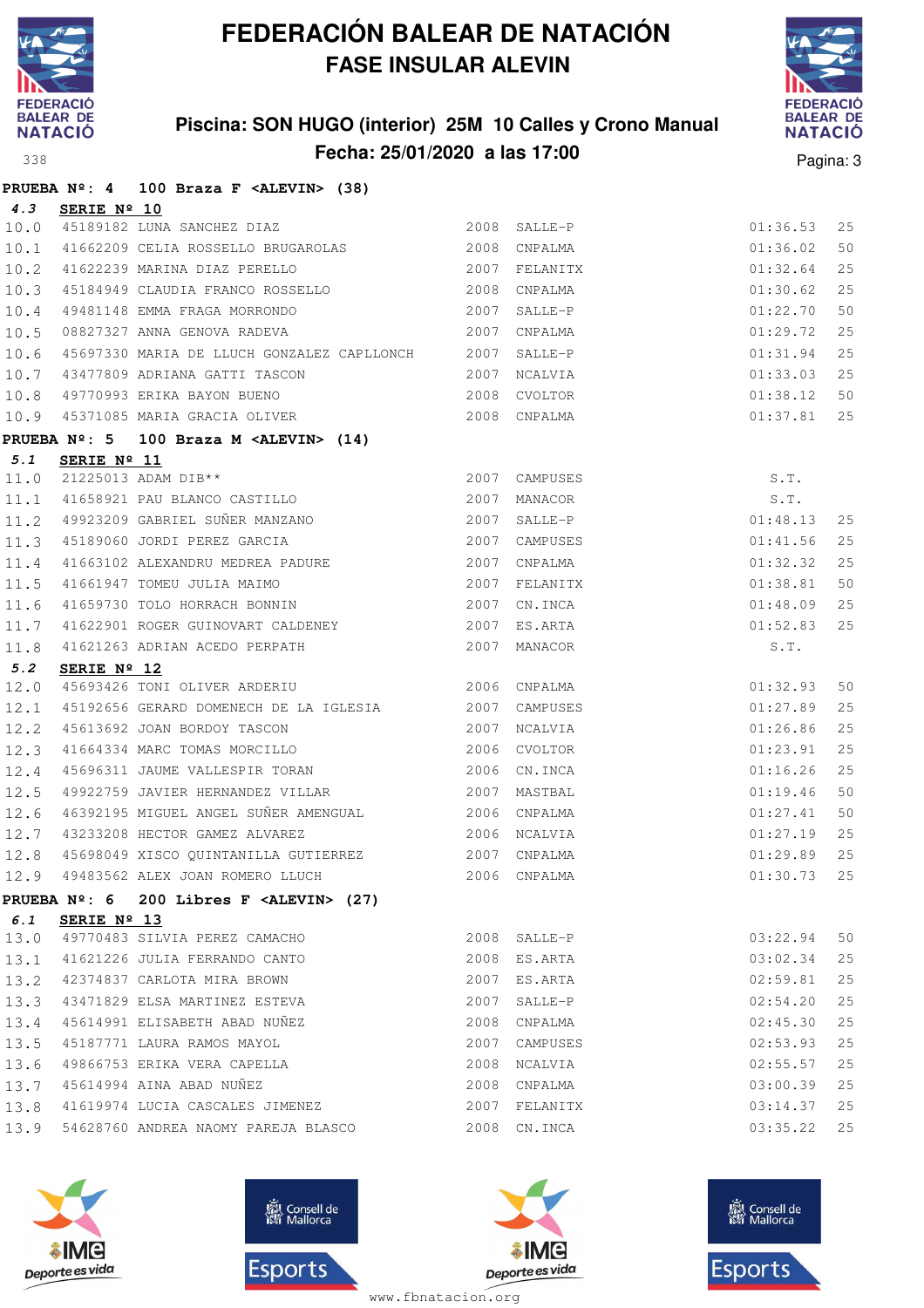# FEDERACIÓN BALEAR DE NATACIÓN
## FASE INSULAR ALEVIN

### Piscina: SON HUGO (interior) 25M 10 Calles y Crono Manual
### Fecha: 25/01/2020 a las 17:00

**PRUEBA Nº: 4 100 Braza F <ALEVIN> (38)**

**4.3 SERIE Nº 10**

| Calle | Licencia | Nombre | Año | Club | Tiempo | Piscina |
|---|---|---|---|---|---|---|
| 10.0 | 45189182 | LUNA SANCHEZ DIAZ | 2008 | SALLE-P | 01:36.53 | 25 |
| 10.1 | 41662209 | CELIA ROSSELLO BRUGAROLAS | 2008 | CNPALMA | 01:36.02 | 50 |
| 10.2 | 41622239 | MARINA DIAZ PERELLO | 2007 | FELANITX | 01:32.64 | 25 |
| 10.3 | 45184949 | CLAUDIA FRANCO ROSSELLO | 2008 | CNPALMA | 01:30.62 | 25 |
| 10.4 | 49481148 | EMMA FRAGA MORRONDO | 2007 | SALLE-P | 01:22.70 | 50 |
| 10.5 | 08827327 | ANNA GENOVA RADEVA | 2007 | CNPALMA | 01:29.72 | 25 |
| 10.6 | 45697330 | MARIA DE LLUCH GONZALEZ CAPLLONCH | 2007 | SALLE-P | 01:31.94 | 25 |
| 10.7 | 43477809 | ADRIANA GATTI TASCON | 2007 | NCALVIA | 01:33.03 | 25 |
| 10.8 | 49770993 | ERIKA BAYON BUENO | 2008 | CVOLTOR | 01:38.12 | 50 |
| 10.9 | 45371085 | MARIA GRACIA OLIVER | 2008 | CNPALMA | 01:37.81 | 25 |

**PRUEBA Nº: 5 100 Braza M <ALEVIN> (14)**

**5.1 SERIE Nº 11**

| Calle | Licencia | Nombre | Año | Club | Tiempo | Piscina |
|---|---|---|---|---|---|---|
| 11.0 | 21225013 | ADAM DIB** | 2007 | CAMPUSES | S.T. | |
| 11.1 | 41658921 | PAU BLANCO CASTILLO | 2007 | MANACOR | S.T. | |
| 11.2 | 49923209 | GABRIEL SUÑER MANZANO | 2007 | SALLE-P | 01:48.13 | 25 |
| 11.3 | 45189060 | JORDI PEREZ GARCIA | 2007 | CAMPUSES | 01:41.56 | 25 |
| 11.4 | 41663102 | ALEXANDRU MEDREA PADURE | 2007 | CNPALMA | 01:32.32 | 25 |
| 11.5 | 41661947 | TOMEU JULIA MAIMO | 2007 | FELANITX | 01:38.81 | 50 |
| 11.6 | 41659730 | TOLO HORRACH BONNIN | 2007 | CN.INCA | 01:48.09 | 25 |
| 11.7 | 41622901 | ROGER GUINOVART CALDENEY | 2007 | ES.ARTA | 01:52.83 | 25 |
| 11.8 | 41621263 | ADRIAN ACEDO PERPATH | 2007 | MANACOR | S.T. | |

**5.2 SERIE Nº 12**

| Calle | Licencia | Nombre | Año | Club | Tiempo | Piscina |
|---|---|---|---|---|---|---|
| 12.0 | 45693426 | TONI OLIVER ARDERIU | 2006 | CNPALMA | 01:32.93 | 50 |
| 12.1 | 45192656 | GERARD DOMENECH DE LA IGLESIA | 2007 | CAMPUSES | 01:27.89 | 25 |
| 12.2 | 45613692 | JOAN BORDOY TASCON | 2007 | NCALVIA | 01:26.86 | 25 |
| 12.3 | 41664334 | MARC TOMAS MORCILLO | 2006 | CVOLTOR | 01:23.91 | 25 |
| 12.4 | 45696311 | JAUME VALLESPIR TORAN | 2006 | CN.INCA | 01:16.26 | 25 |
| 12.5 | 49922759 | JAVIER HERNANDEZ VILLAR | 2007 | MASTBAL | 01:19.46 | 50 |
| 12.6 | 46392195 | MIGUEL ANGEL SUÑER AMENGUAL | 2006 | CNPALMA | 01:27.41 | 50 |
| 12.7 | 43233208 | HECTOR GAMEZ ALVAREZ | 2006 | NCALVIA | 01:27.19 | 25 |
| 12.8 | 45698049 | XISCO QUINTANILLA GUTIERREZ | 2007 | CNPALMA | 01:29.89 | 25 |
| 12.9 | 49483562 | ALEX JOAN ROMERO LLUCH | 2006 | CNPALMA | 01:30.73 | 25 |

**PRUEBA Nº: 6 200 Libres F <ALEVIN> (27)**

**6.1 SERIE Nº 13**

| Calle | Licencia | Nombre | Año | Club | Tiempo | Piscina |
|---|---|---|---|---|---|---|
| 13.0 | 49770483 | SILVIA PEREZ CAMACHO | 2008 | SALLE-P | 03:22.94 | 50 |
| 13.1 | 41621226 | JULIA FERRANDO CANTO | 2008 | ES.ARTA | 03:02.34 | 25 |
| 13.2 | 42374837 | CARLOTA MIRA BROWN | 2007 | ES.ARTA | 02:59.81 | 25 |
| 13.3 | 43471829 | ELSA MARTINEZ ESTEVA | 2007 | SALLE-P | 02:54.20 | 25 |
| 13.4 | 45614991 | ELISABETH ABAD NUÑEZ | 2008 | CNPALMA | 02:45.30 | 25 |
| 13.5 | 45187771 | LAURA RAMOS MAYOL | 2007 | CAMPUSES | 02:53.93 | 25 |
| 13.6 | 49866753 | ERIKA VERA CAPELLA | 2008 | NCALVIA | 02:55.57 | 25 |
| 13.7 | 45614994 | AINA ABAD NUÑEZ | 2008 | CNPALMA | 03:00.39 | 25 |
| 13.8 | 41619974 | LUCIA CASCALES JIMENEZ | 2007 | FELANITX | 03:14.37 | 25 |
| 13.9 | 54628760 | ANDREA NAOMY PAREJA BLASCO | 2008 | CN.INCA | 03:35.22 | 25 |

www.fbnatacion.org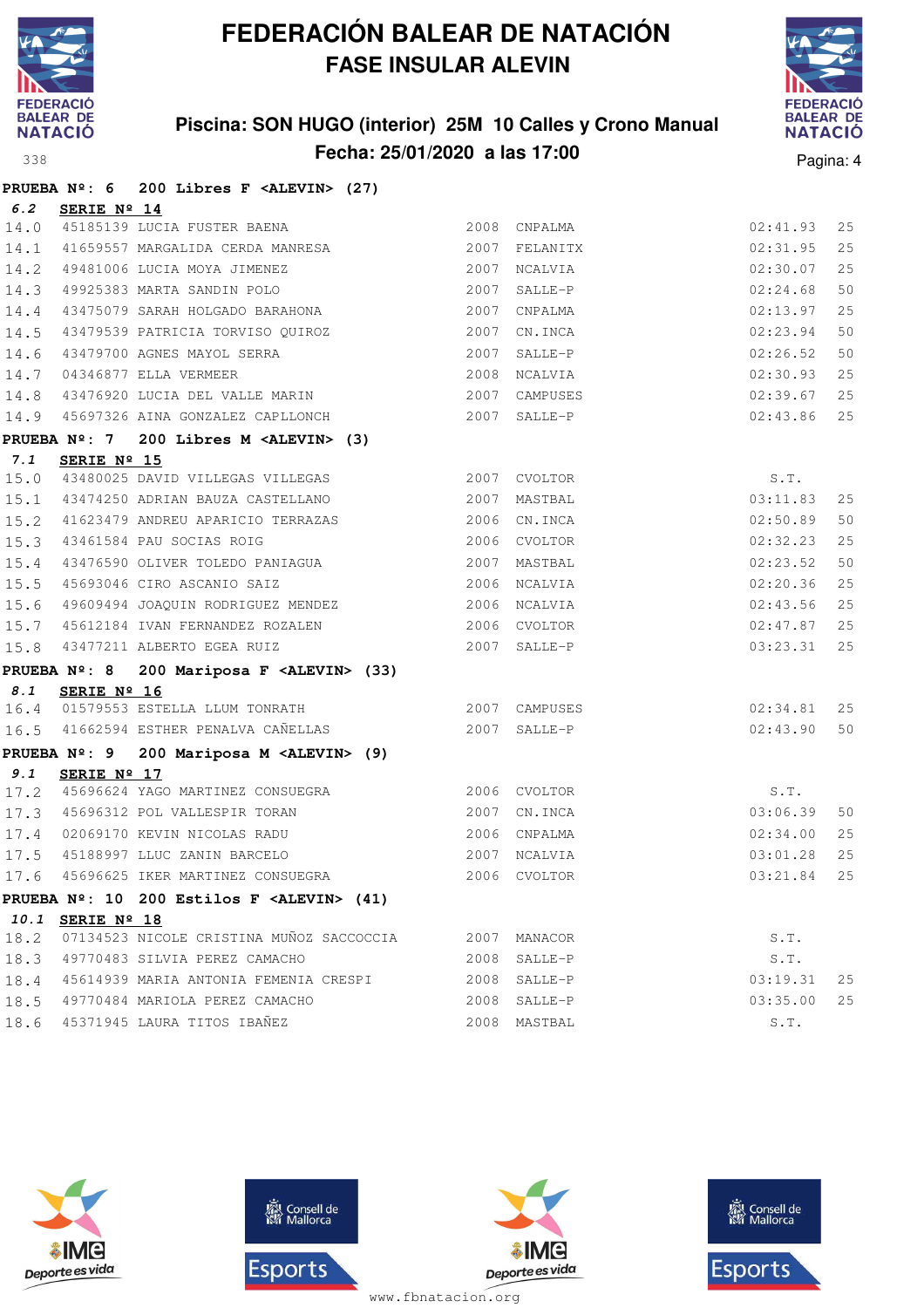# FEDERACIÓN BALEAR DE NATACIÓN

## FASE INSULAR ALEVIN

### Piscina: SON HUGO (interior) 25M 10 Calles y Crono Manual

### Fecha: 25/01/2020 a las 17:00

**PRUEBA Nº: 6 200 Libres F <ALEVIN> (27)**

*6.2* **SERIE Nº 14**

| | | | | | | |
|---|---|---|---|---|---|---|
| 14.0 | 45185139 LUCIA FUSTER BAENA | 2008 | CNPALMA | 02:41.93 | 25 |
| 14.1 | 41659557 MARGALIDA CERDA MANRESA | 2007 | FELANITX | 02:31.95 | 25 |
| 14.2 | 49481006 LUCIA MOYA JIMENEZ | 2007 | NCALVIA | 02:30.07 | 25 |
| 14.3 | 49925383 MARTA SANDIN POLO | 2007 | SALLE-P | 02:24.68 | 50 |
| 14.4 | 43475079 SARAH HOLGADO BARAHONA | 2007 | CNPALMA | 02:13.97 | 25 |
| 14.5 | 43479539 PATRICIA TORVISO QUIROZ | 2007 | CN.INCA | 02:23.94 | 50 |
| 14.6 | 43479700 AGNES MAYOL SERRA | 2007 | SALLE-P | 02:26.52 | 50 |
| 14.7 | 04346877 ELLA VERMEER | 2008 | NCALVIA | 02:30.93 | 25 |
| 14.8 | 43476920 LUCIA DEL VALLE MARIN | 2007 | CAMPUSES | 02:39.67 | 25 |
| 14.9 | 45697326 AINA GONZALEZ CAPLLONCH | 2007 | SALLE-P | 02:43.86 | 25 |

**PRUEBA Nº: 7 200 Libres M <ALEVIN> (3)**

*7.1* **SERIE Nº 15**

| | | | | | |
|---|---|---|---|---|---|
| 15.0 | 43480025 DAVID VILLEGAS VILLEGAS | 2007 | CVOLTOR | S.T. | |
| 15.1 | 43474250 ADRIAN BAUZA CASTELLANO | 2007 | MASTBAL | 03:11.83 | 25 |
| 15.2 | 41623479 ANDREU APARICIO TERRAZAS | 2006 | CN.INCA | 02:50.89 | 50 |
| 15.3 | 43461584 PAU SOCIAS ROIG | 2006 | CVOLTOR | 02:32.23 | 25 |
| 15.4 | 43476590 OLIVER TOLEDO PANIAGUA | 2007 | MASTBAL | 02:23.52 | 50 |
| 15.5 | 45693046 CIRO ASCANIO SAIZ | 2006 | NCALVIA | 02:20.36 | 25 |
| 15.6 | 49609494 JOAQUIN RODRIGUEZ MENDEZ | 2006 | NCALVIA | 02:43.56 | 25 |
| 15.7 | 45612184 IVAN FERNANDEZ ROZALEN | 2006 | CVOLTOR | 02:47.87 | 25 |
| 15.8 | 43477211 ALBERTO EGEA RUIZ | 2007 | SALLE-P | 03:23.31 | 25 |

**PRUEBA Nº: 8 200 Mariposa F <ALEVIN> (33)**

*8.1* **SERIE Nº 16**

| | | | | | |
|---|---|---|---|---|---|
| 16.4 | 01579553 ESTELLA LLUM TONRATH | 2007 | CAMPUSES | 02:34.81 | 25 |
| 16.5 | 41662594 ESTHER PENALVA CAÑELLAS | 2007 | SALLE-P | 02:43.90 | 50 |

**PRUEBA Nº: 9 200 Mariposa M <ALEVIN> (9)**

*9.1* **SERIE Nº 17**

| | | | | | |
|---|---|---|---|---|---|
| 17.2 | 45696624 YAGO MARTINEZ CONSUEGRA | 2006 | CVOLTOR | S.T. | |
| 17.3 | 45696312 POL VALLESPIR TORAN | 2007 | CN.INCA | 03:06.39 | 50 |
| 17.4 | 02069170 KEVIN NICOLAS RADU | 2006 | CNPALMA | 02:34.00 | 25 |
| 17.5 | 45188997 LLUC ZANIN BARCELO | 2007 | NCALVIA | 03:01.28 | 25 |
| 17.6 | 45696625 IKER MARTINEZ CONSUEGRA | 2006 | CVOLTOR | 03:21.84 | 25 |

**PRUEBA Nº: 10 200 Estilos F <ALEVIN> (41)**

*10.1* **SERIE Nº 18**

| | | | | | |
|---|---|---|---|---|---|
| 18.2 | 07134523 NICOLE CRISTINA MUÑOZ SACCOCCIA | 2007 | MANACOR | S.T. | |
| 18.3 | 49770483 SILVIA PEREZ CAMACHO | 2008 | SALLE-P | S.T. | |
| 18.4 | 45614939 MARIA ANTONIA FEMENIA CRESPI | 2008 | SALLE-P | 03:19.31 | 25 |
| 18.5 | 49770484 MARIOLA PEREZ CAMACHO | 2008 | SALLE-P | 03:35.00 | 25 |
| 18.6 | 45371945 LAURA TITOS IBAÑEZ | 2008 | MASTBAL | S.T. | |

www.fbnatacion.org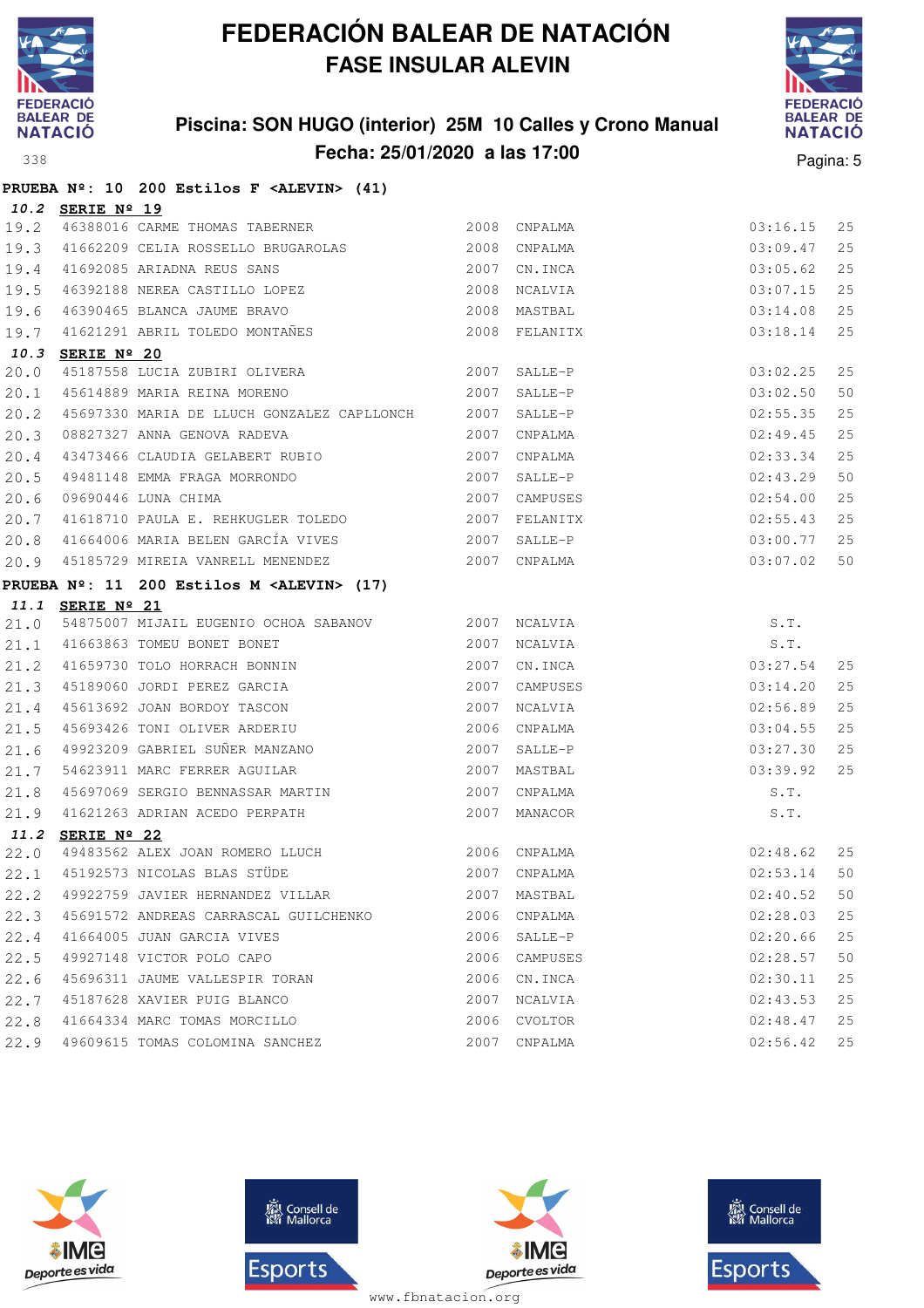# FEDERACIÓN BALEAR DE NATACIÓN
## FASE INSULAR ALEVIN

**Piscina: SON HUGO (interior) 25M 10 Calles y Crono Manual**
**Fecha: 25/01/2020 a las 17:00**

**PRUEBA Nº: 10 200 Estilos F <ALEVIN> (41)**

***10.2*** **SERIE Nº 19**

| | | | | | | |
|---|---|---|---|---|---|---|
| 19.2 | 46388016 | CARME THOMAS TABERNER | 2008 | CNPALMA | 03:16.15 | 25 |
| 19.3 | 41662209 | CELIA ROSSELLO BRUGAROLAS | 2008 | CNPALMA | 03:09.47 | 25 |
| 19.4 | 41692085 | ARIADNA REUS SANS | 2007 | CN.INCA | 03:05.62 | 25 |
| 19.5 | 46392188 | NEREA CASTILLO LOPEZ | 2008 | NCALVIA | 03:07.15 | 25 |
| 19.6 | 46390465 | BLANCA JAUME BRAVO | 2008 | MASTBAL | 03:14.08 | 25 |
| 19.7 | 41621291 | ABRIL TOLEDO MONTAÑES | 2008 | FELANITX | 03:18.14 | 25 |

***10.3*** **SERIE Nº 20**

| | | | | | | |
|---|---|---|---|---|---|---|
| 20.0 | 45187558 | LUCIA ZUBIRI OLIVERA | 2007 | SALLE-P | 03:02.25 | 25 |
| 20.1 | 45614889 | MARIA REINA MORENO | 2007 | SALLE-P | 03:02.50 | 50 |
| 20.2 | 45697330 | MARIA DE LLUCH GONZALEZ CAPLLONCH | 2007 | SALLE-P | 02:55.35 | 25 |
| 20.3 | 08827327 | ANNA GENOVA RADEVA | 2007 | CNPALMA | 02:49.45 | 25 |
| 20.4 | 43473466 | CLAUDIA GELABERT RUBIO | 2007 | CNPALMA | 02:33.34 | 25 |
| 20.5 | 49481148 | EMMA FRAGA MORRONDO | 2007 | SALLE-P | 02:43.29 | 50 |
| 20.6 | 09690446 | LUNA CHIMA | 2007 | CAMPUSES | 02:54.00 | 25 |
| 20.7 | 41618710 | PAULA E. REHKUGLER TOLEDO | 2007 | FELANITX | 02:55.43 | 25 |
| 20.8 | 41664006 | MARIA BELEN GARCÍA VIVES | 2007 | SALLE-P | 03:00.77 | 25 |
| 20.9 | 45185729 | MIREIA VANRELL MENENDEZ | 2007 | CNPALMA | 03:07.02 | 50 |

**PRUEBA Nº: 11 200 Estilos M <ALEVIN> (17)**

***11.1*** **SERIE Nº 21**

| | | | | | | |
|---|---|---|---|---|---|---|
| 21.0 | 54875007 | MIJAIL EUGENIO OCHOA SABANOV | 2007 | NCALVIA | S.T. | |
| 21.1 | 41663863 | TOMEU BONET BONET | 2007 | NCALVIA | S.T. | |
| 21.2 | 41659730 | TOLO HORRACH BONNIN | 2007 | CN.INCA | 03:27.54 | 25 |
| 21.3 | 45189060 | JORDI PEREZ GARCIA | 2007 | CAMPUSES | 03:14.20 | 25 |
| 21.4 | 45613692 | JOAN BORDOY TASCON | 2007 | NCALVIA | 02:56.89 | 25 |
| 21.5 | 45693426 | TONI OLIVER ARDERIU | 2006 | CNPALMA | 03:04.55 | 25 |
| 21.6 | 49923209 | GABRIEL SUÑER MANZANO | 2007 | SALLE-P | 03:27.30 | 25 |
| 21.7 | 54623911 | MARC FERRER AGUILAR | 2007 | MASTBAL | 03:39.92 | 25 |
| 21.8 | 45697069 | SERGIO BENNASSAR MARTIN | 2007 | CNPALMA | S.T. | |
| 21.9 | 41621263 | ADRIAN ACEDO PERPATH | 2007 | MANACOR | S.T. | |

***11.2*** **SERIE Nº 22**

| | | | | | | |
|---|---|---|---|---|---|---|
| 22.0 | 49483562 | ALEX JOAN ROMERO LLUCH | 2006 | CNPALMA | 02:48.62 | 25 |
| 22.1 | 45192573 | NICOLAS BLAS STÜDE | 2007 | CNPALMA | 02:53.14 | 50 |
| 22.2 | 49922759 | JAVIER HERNANDEZ VILLAR | 2007 | MASTBAL | 02:40.52 | 50 |
| 22.3 | 45691572 | ANDREAS CARRASCAL GUILCHENKO | 2006 | CNPALMA | 02:28.03 | 25 |
| 22.4 | 41664005 | JUAN GARCIA VIVES | 2006 | SALLE-P | 02:20.66 | 25 |
| 22.5 | 49927148 | VICTOR POLO CAPO | 2006 | CAMPUSES | 02:28.57 | 50 |
| 22.6 | 45696311 | JAUME VALLESPIR TORAN | 2006 | CN.INCA | 02:30.11 | 25 |
| 22.7 | 45187628 | XAVIER PUIG BLANCO | 2007 | NCALVIA | 02:43.53 | 25 |
| 22.8 | 41664334 | MARC TOMAS MORCILLO | 2006 | CVOLTOR | 02:48.47 | 25 |
| 22.9 | 49609615 | TOMAS COLOMINA SANCHEZ | 2007 | CNPALMA | 02:56.42 | 25 |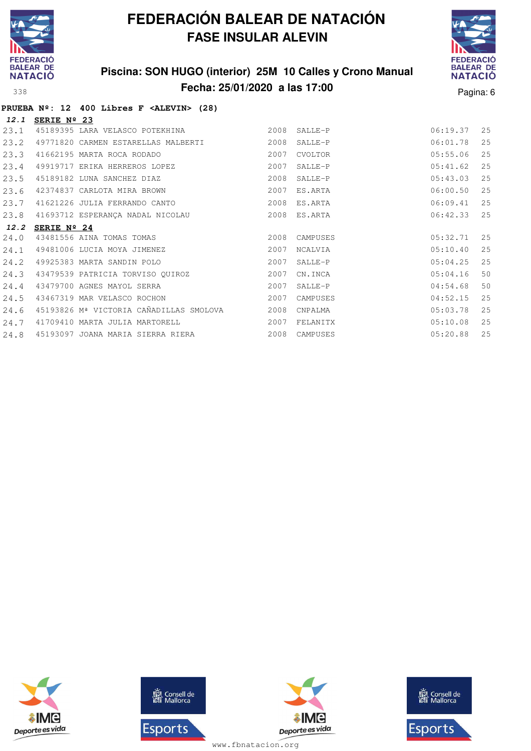# FEDERACIÓN BALEAR DE NATACIÓN
## FASE INSULAR ALEVIN

### Piscina: SON HUGO (interior) 25M 10 Calles y Crono Manual
### Fecha: 25/01/2020 a las 17:00

338

**PRUEBA Nº: 12 400 Libres F <ALEVIN> (28)**

***12.1*** **SERIE Nº 23**

| | | | | | | |
|---|---|---|---|---|---|---|
| 23.1 | 45189395 | LARA VELASCO POTEKHINA | 2008 | SALLE-P | 06:19.37 | 25 |
| 23.2 | 49771820 | CARMEN ESTARELLAS MALBERTI | 2008 | SALLE-P | 06:01.78 | 25 |
| 23.3 | 41662195 | MARTA ROCA RODADO | 2007 | CVOLTOR | 05:55.06 | 25 |
| 23.4 | 49919717 | ERIKA HERREROS LOPEZ | 2007 | SALLE-P | 05:41.62 | 25 |
| 23.5 | 45189182 | LUNA SANCHEZ DIAZ | 2008 | SALLE-P | 05:43.03 | 25 |
| 23.6 | 42374837 | CARLOTA MIRA BROWN | 2007 | ES.ARTA | 06:00.50 | 25 |
| 23.7 | 41621226 | JULIA FERRANDO CANTO | 2008 | ES.ARTA | 06:09.41 | 25 |
| 23.8 | 41693712 | ESPERANÇA NADAL NICOLAU | 2008 | ES.ARTA | 06:42.33 | 25 |

***12.2*** **SERIE Nº 24**

| | | | | | | |
|---|---|---|---|---|---|---|
| 24.0 | 43481556 | AINA TOMAS TOMAS | 2008 | CAMPUSES | 05:32.71 | 25 |
| 24.1 | 49481006 | LUCIA MOYA JIMENEZ | 2007 | NCALVIA | 05:10.40 | 25 |
| 24.2 | 49925383 | MARTA SANDIN POLO | 2007 | SALLE-P | 05:04.25 | 25 |
| 24.3 | 43479539 | PATRICIA TORVISO QUIROZ | 2007 | CN.INCA | 05:04.16 | 50 |
| 24.4 | 43479700 | AGNES MAYOL SERRA | 2007 | SALLE-P | 04:54.68 | 50 |
| 24.5 | 43467319 | MAR VELASCO ROCHON | 2007 | CAMPUSES | 04:52.15 | 25 |
| 24.6 | 45193826 | Mª VICTORIA CAÑADILLAS SMOLOVA | 2008 | CNPALMA | 05:03.78 | 25 |
| 24.7 | 41709410 | MARTA JULIA MARTORELL | 2007 | FELANITX | 05:10.08 | 25 |
| 24.8 | 45193097 | JOANA MARIA SIERRA RIERA | 2008 | CAMPUSES | 05:20.88 | 25 |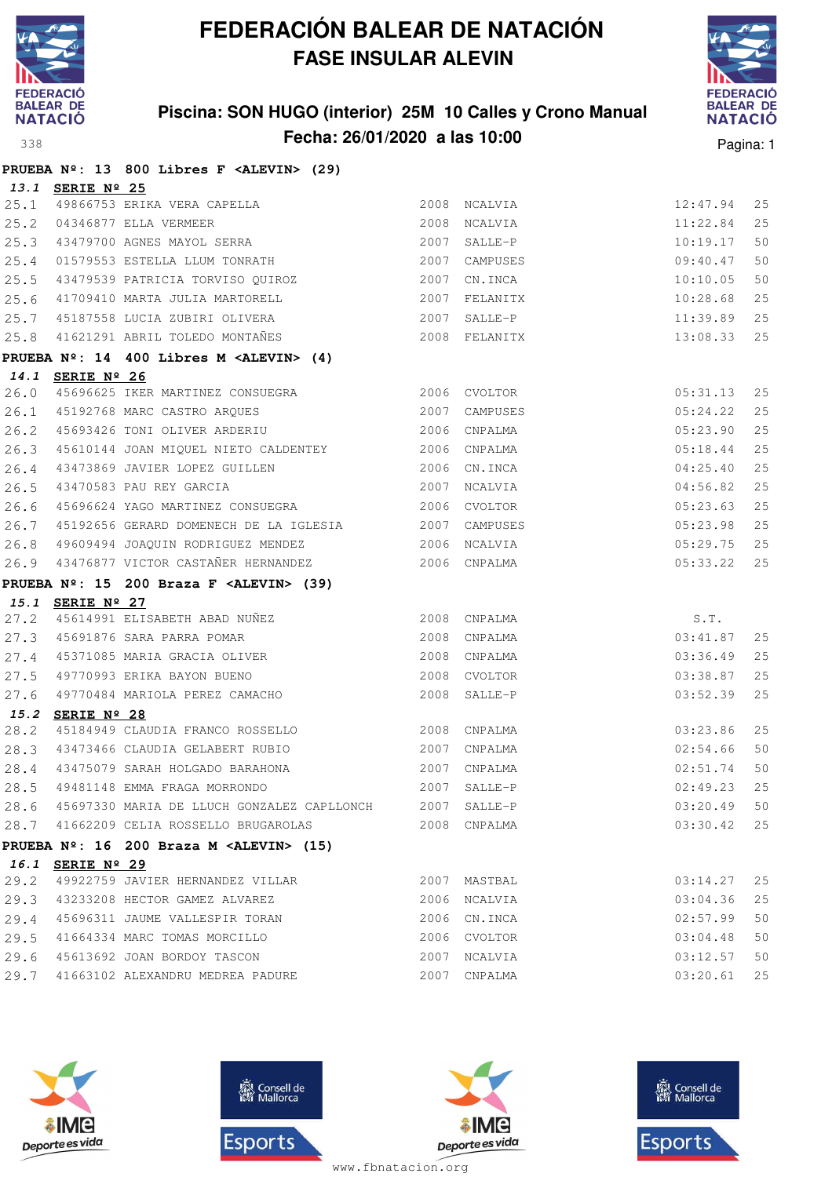# FEDERACIÓN BALEAR DE NATACIÓN

## FASE INSULAR ALEVIN

### Piscina: SON HUGO (interior) 25M 10 Calles y Crono Manual

### Fecha: 26/01/2020 a las 10:00

338

**PRUEBA Nº: 13 800 Libres F <ALEVIN> (29)**

***13.1*** **SERIE Nº 25**

| | | | | | | |
|---|---|---|---|---|---|---|
| 25.1 | 49866753 | ERIKA VERA CAPELLA | 2008 | NCALVIA | 12:47.94 | 25 |
| 25.2 | 04346877 | ELLA VERMEER | 2008 | NCALVIA | 11:22.84 | 25 |
| 25.3 | 43479700 | AGNES MAYOL SERRA | 2007 | SALLE-P | 10:19.17 | 50 |
| 25.4 | 01579553 | ESTELLA LLUM TONRATH | 2007 | CAMPUSES | 09:40.47 | 50 |
| 25.5 | 43479539 | PATRICIA TORVISO QUIROZ | 2007 | CN.INCA | 10:10.05 | 50 |
| 25.6 | 41709410 | MARTA JULIA MARTORELL | 2007 | FELANITX | 10:28.68 | 25 |
| 25.7 | 45187558 | LUCIA ZUBIRI OLIVERA | 2007 | SALLE-P | 11:39.89 | 25 |
| 25.8 | 41621291 | ABRIL TOLEDO MONTAÑES | 2008 | FELANITX | 13:08.33 | 25 |

**PRUEBA Nº: 14 400 Libres M <ALEVIN> (4)**

***14.1*** **SERIE Nº 26**

| | | | | | | |
|---|---|---|---|---|---|---|
| 26.0 | 45696625 | IKER MARTINEZ CONSUEGRA | 2006 | CVOLTOR | 05:31.13 | 25 |
| 26.1 | 45192768 | MARC CASTRO ARQUES | 2007 | CAMPUSES | 05:24.22 | 25 |
| 26.2 | 45693426 | TONI OLIVER ARDERIU | 2006 | CNPALMA | 05:23.90 | 25 |
| 26.3 | 45610144 | JOAN MIQUEL NIETO CALDENTEY | 2006 | CNPALMA | 05:18.44 | 25 |
| 26.4 | 43473869 | JAVIER LOPEZ GUILLEN | 2006 | CN.INCA | 04:25.40 | 25 |
| 26.5 | 43470583 | PAU REY GARCIA | 2007 | NCALVIA | 04:56.82 | 25 |
| 26.6 | 45696624 | YAGO MARTINEZ CONSUEGRA | 2006 | CVOLTOR | 05:23.63 | 25 |
| 26.7 | 45192656 | GERARD DOMENECH DE LA IGLESIA | 2007 | CAMPUSES | 05:23.98 | 25 |
| 26.8 | 49609494 | JOAQUIN RODRIGUEZ MENDEZ | 2006 | NCALVIA | 05:29.75 | 25 |
| 26.9 | 43476877 | VICTOR CASTAÑER HERNANDEZ | 2006 | CNPALMA | 05:33.22 | 25 |

**PRUEBA Nº: 15 200 Braza F <ALEVIN> (39)**

***15.1*** **SERIE Nº 27**

| | | | | | | |
|---|---|---|---|---|---|---|
| 27.2 | 45614991 | ELISABETH ABAD NUÑEZ | 2008 | CNPALMA | S.T. | |
| 27.3 | 45691876 | SARA PARRA POMAR | 2008 | CNPALMA | 03:41.87 | 25 |
| 27.4 | 45371085 | MARIA GRACIA OLIVER | 2008 | CNPALMA | 03:36.49 | 25 |
| 27.5 | 49770993 | ERIKA BAYON BUENO | 2008 | CVOLTOR | 03:38.87 | 25 |
| 27.6 | 49770484 | MARIOLA PEREZ CAMACHO | 2008 | SALLE-P | 03:52.39 | 25 |

***15.2*** **SERIE Nº 28**

| | | | | | | |
|---|---|---|---|---|---|---|
| 28.2 | 45184949 | CLAUDIA FRANCO ROSSELLO | 2008 | CNPALMA | 03:23.86 | 25 |
| 28.3 | 43473466 | CLAUDIA GELABERT RUBIO | 2007 | CNPALMA | 02:54.66 | 50 |
| 28.4 | 43475079 | SARAH HOLGADO BARAHONA | 2007 | CNPALMA | 02:51.74 | 50 |
| 28.5 | 49481148 | EMMA FRAGA MORRONDO | 2007 | SALLE-P | 02:49.23 | 25 |
| 28.6 | 45697330 | MARIA DE LLUCH GONZALEZ CAPLLONCH | 2007 | SALLE-P | 03:20.49 | 50 |
| 28.7 | 41662209 | CELIA ROSSELLO BRUGAROLAS | 2008 | CNPALMA | 03:30.42 | 25 |

**PRUEBA Nº: 16 200 Braza M <ALEVIN> (15)**

***16.1*** **SERIE Nº 29**

| | | | | | | |
|---|---|---|---|---|---|---|
| 29.2 | 49922759 | JAVIER HERNANDEZ VILLAR | 2007 | MASTBAL | 03:14.27 | 25 |
| 29.3 | 43233208 | HECTOR GAMEZ ALVAREZ | 2006 | NCALVIA | 03:04.36 | 25 |
| 29.4 | 45696311 | JAUME VALLESPIR TORAN | 2006 | CN.INCA | 02:57.99 | 50 |
| 29.5 | 41664334 | MARC TOMAS MORCILLO | 2006 | CVOLTOR | 03:04.48 | 50 |
| 29.6 | 45613692 | JOAN BORDOY TASCON | 2007 | NCALVIA | 03:12.57 | 50 |
| 29.7 | 41663102 | ALEXANDRU MEDREA PADURE | 2007 | CNPALMA | 03:20.61 | 25 |

www.fbnatacion.org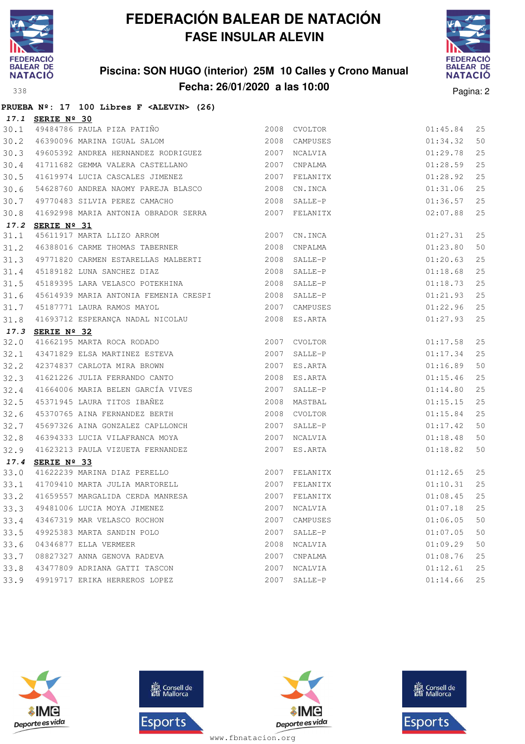# FEDERACIÓN BALEAR DE NATACIÓN

## FASE INSULAR ALEVIN

### Piscina: SON HUGO (interior) 25M 10 Calles y Crono Manual

### Fecha: 26/01/2020 a las 10:00

**PRUEBA Nº: 17 100 Libres F <ALEVIN> (26)**

**17.1 SERIE Nº 30**

| | | | | | | |
|---|---|---|---|---|---|---|
| 30.1 | 49484786 | PAULA PIZA PATIÑO | 2008 | CVOLTOR | 01:45.84 | 25 |
| 30.2 | 46390096 | MARINA IGUAL SALOM | 2008 | CAMPUSES | 01:34.32 | 50 |
| 30.3 | 49605392 | ANDREA HERNANDEZ RODRIGUEZ | 2007 | NCALVIA | 01:29.78 | 25 |
| 30.4 | 41711682 | GEMMA VALERA CASTELLANO | 2007 | CNPALMA | 01:28.59 | 25 |
| 30.5 | 41619974 | LUCIA CASCALES JIMENEZ | 2007 | FELANITX | 01:28.92 | 25 |
| 30.6 | 54628760 | ANDREA NAOMY PAREJA BLASCO | 2008 | CN.INCA | 01:31.06 | 25 |
| 30.7 | 49770483 | SILVIA PEREZ CAMACHO | 2008 | SALLE-P | 01:36.57 | 25 |
| 30.8 | 41692998 | MARIA ANTONIA OBRADOR SERRA | 2007 | FELANITX | 02:07.88 | 25 |

**17.2 SERIE Nº 31**

| | | | | | | |
|---|---|---|---|---|---|---|
| 31.1 | 45611917 | MARTA LLIZO ARROM | 2007 | CN.INCA | 01:27.31 | 25 |
| 31.2 | 46388016 | CARME THOMAS TABERNER | 2008 | CNPALMA | 01:23.80 | 50 |
| 31.3 | 49771820 | CARMEN ESTARELLAS MALBERTI | 2008 | SALLE-P | 01:20.63 | 25 |
| 31.4 | 45189182 | LUNA SANCHEZ DIAZ | 2008 | SALLE-P | 01:18.68 | 25 |
| 31.5 | 45189395 | LARA VELASCO POTEKHINA | 2008 | SALLE-P | 01:18.73 | 25 |
| 31.6 | 45614939 | MARIA ANTONIA FEMENIA CRESPI | 2008 | SALLE-P | 01:21.93 | 25 |
| 31.7 | 45187771 | LAURA RAMOS MAYOL | 2007 | CAMPUSES | 01:22.96 | 25 |
| 31.8 | 41693712 | ESPERANÇA NADAL NICOLAU | 2008 | ES.ARTA | 01:27.93 | 25 |

**17.3 SERIE Nº 32**

| | | | | | | |
|---|---|---|---|---|---|---|
| 32.0 | 41662195 | MARTA ROCA RODADO | 2007 | CVOLTOR | 01:17.58 | 25 |
| 32.1 | 43471829 | ELSA MARTINEZ ESTEVA | 2007 | SALLE-P | 01:17.34 | 25 |
| 32.2 | 42374837 | CARLOTA MIRA BROWN | 2007 | ES.ARTA | 01:16.89 | 50 |
| 32.3 | 41621226 | JULIA FERRANDO CANTO | 2008 | ES.ARTA | 01:15.46 | 25 |
| 32.4 | 41664006 | MARIA BELEN GARCÍA VIVES | 2007 | SALLE-P | 01:14.80 | 25 |
| 32.5 | 45371945 | LAURA TITOS IBAÑEZ | 2008 | MASTBAL | 01:15.15 | 25 |
| 32.6 | 45370765 | AINA FERNANDEZ BERTH | 2008 | CVOLTOR | 01:15.84 | 25 |
| 32.7 | 45697326 | AINA GONZALEZ CAPLLONCH | 2007 | SALLE-P | 01:17.42 | 50 |
| 32.8 | 46394333 | LUCIA VILAFRANCA MOYA | 2007 | NCALVIA | 01:18.48 | 50 |
| 32.9 | 41623213 | PAULA VIZUETA FERNANDEZ | 2007 | ES.ARTA | 01:18.82 | 50 |

**17.4 SERIE Nº 33**

| | | | | | | |
|---|---|---|---|---|---|---|
| 33.0 | 41622239 | MARINA DIAZ PERELLO | 2007 | FELANITX | 01:12.65 | 25 |
| 33.1 | 41709410 | MARTA JULIA MARTORELL | 2007 | FELANITX | 01:10.31 | 25 |
| 33.2 | 41659557 | MARGALIDA CERDA MANRESA | 2007 | FELANITX | 01:08.45 | 25 |
| 33.3 | 49481006 | LUCIA MOYA JIMENEZ | 2007 | NCALVIA | 01:07.18 | 25 |
| 33.4 | 43467319 | MAR VELASCO ROCHON | 2007 | CAMPUSES | 01:06.05 | 50 |
| 33.5 | 49925383 | MARTA SANDIN POLO | 2007 | SALLE-P | 01:07.05 | 50 |
| 33.6 | 04346877 | ELLA VERMEER | 2008 | NCALVIA | 01:09.29 | 50 |
| 33.7 | 08827327 | ANNA GENOVA RADEVA | 2007 | CNPALMA | 01:08.76 | 25 |
| 33.8 | 43477809 | ADRIANA GATTI TASCON | 2007 | NCALVIA | 01:12.61 | 25 |
| 33.9 | 49919717 | ERIKA HERREROS LOPEZ | 2007 | SALLE-P | 01:14.66 | 25 |

www.fbnatacion.org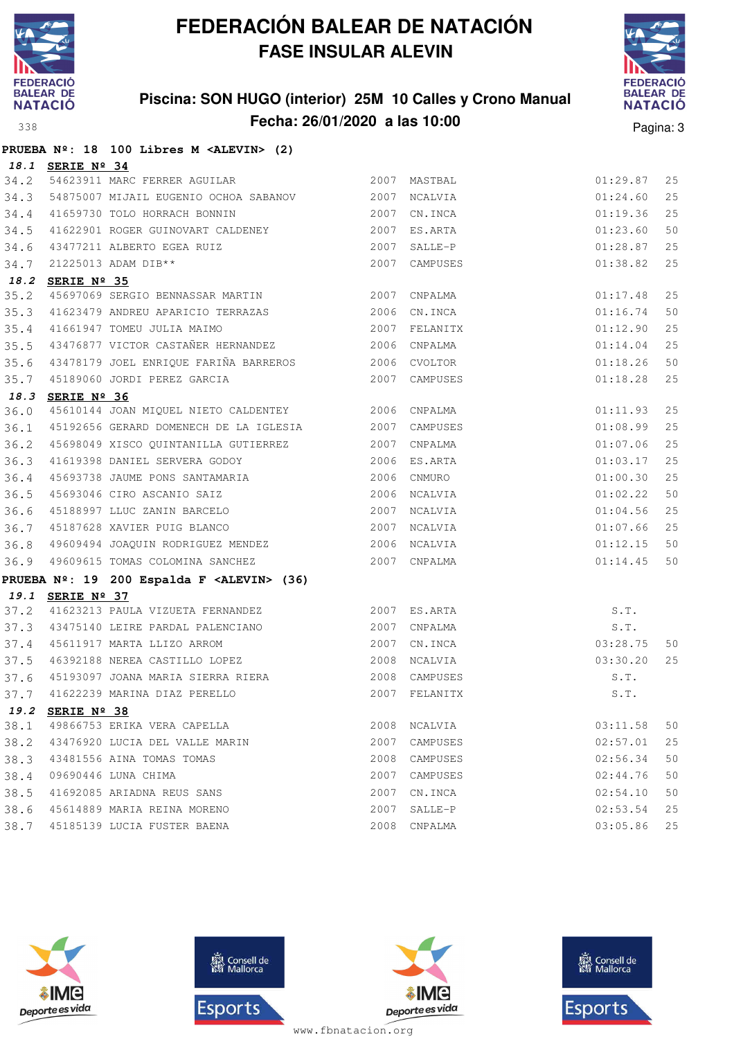# FEDERACIÓN BALEAR DE NATACIÓN

## FASE INSULAR ALEVIN

### Piscina: SON HUGO (interior) 25M 10 Calles y Crono Manual
### Fecha: 26/01/2020 a las 10:00

338

**PRUEBA Nº: 18 100 Libres M <ALEVIN> (2)**

***18.1*** **SERIE Nº 34**

| | | | | | | |
|---|---|---|---|---|---|---|
| 34.2 | 54623911 | MARC FERRER AGUILAR | 2007 | MASTBAL | 01:29.87 | 25 |
| 34.3 | 54875007 | MIJAIL EUGENIO OCHOA SABANOV | 2007 | NCALVIA | 01:24.60 | 25 |
| 34.4 | 41659730 | TOLO HORRACH BONNIN | 2007 | CN.INCA | 01:19.36 | 25 |
| 34.5 | 41622901 | ROGER GUINOVART CALDENEY | 2007 | ES.ARTA | 01:23.60 | 50 |
| 34.6 | 43477211 | ALBERTO EGEA RUIZ | 2007 | SALLE-P | 01:28.87 | 25 |
| 34.7 | 21225013 | ADAM DIB** | 2007 | CAMPUSES | 01:38.82 | 25 |

***18.2*** **SERIE Nº 35**

| | | | | | | |
|---|---|---|---|---|---|---|
| 35.2 | 45697069 | SERGIO BENNASSAR MARTIN | 2007 | CNPALMA | 01:17.48 | 25 |
| 35.3 | 41623479 | ANDREU APARICIO TERRAZAS | 2006 | CN.INCA | 01:16.74 | 50 |
| 35.4 | 41661947 | TOMEU JULIA MAIMO | 2007 | FELANITX | 01:12.90 | 25 |
| 35.5 | 43476877 | VICTOR CASTAÑER HERNANDEZ | 2006 | CNPALMA | 01:14.04 | 25 |
| 35.6 | 43478179 | JOEL ENRIQUE FARIÑA BARREROS | 2006 | CVOLTOR | 01:18.26 | 50 |
| 35.7 | 45189060 | JORDI PEREZ GARCIA | 2007 | CAMPUSES | 01:18.28 | 25 |

***18.3*** **SERIE Nº 36**

| | | | | | | |
|---|---|---|---|---|---|---|
| 36.0 | 45610144 | JOAN MIQUEL NIETO CALDENTEY | 2006 | CNPALMA | 01:11.93 | 25 |
| 36.1 | 45192656 | GERARD DOMENECH DE LA IGLESIA | 2007 | CAMPUSES | 01:08.99 | 25 |
| 36.2 | 45698049 | XISCO QUINTANILLA GUTIERREZ | 2007 | CNPALMA | 01:07.06 | 25 |
| 36.3 | 41619398 | DANIEL SERVERA GODOY | 2006 | ES.ARTA | 01:03.17 | 25 |
| 36.4 | 45693738 | JAUME PONS SANTAMARIA | 2006 | CNMURO | 01:00.30 | 25 |
| 36.5 | 45693046 | CIRO ASCANIO SAIZ | 2006 | NCALVIA | 01:02.22 | 50 |
| 36.6 | 45188997 | LLUC ZANIN BARCELO | 2007 | NCALVIA | 01:04.56 | 25 |
| 36.7 | 45187628 | XAVIER PUIG BLANCO | 2007 | NCALVIA | 01:07.66 | 25 |
| 36.8 | 49609494 | JOAQUIN RODRIGUEZ MENDEZ | 2006 | NCALVIA | 01:12.15 | 50 |
| 36.9 | 49609615 | TOMAS COLOMINA SANCHEZ | 2007 | CNPALMA | 01:14.45 | 50 |

**PRUEBA Nº: 19 200 Espalda F <ALEVIN> (36)**

***19.1*** **SERIE Nº 37**

| | | | | | | |
|---|---|---|---|---|---|---|
| 37.2 | 41623213 | PAULA VIZUETA FERNANDEZ | 2007 | ES.ARTA | S.T. | |
| 37.3 | 43475140 | LEIRE PARDAL PALENCIANO | 2007 | CNPALMA | S.T. | |
| 37.4 | 45611917 | MARTA LLIZO ARROM | 2007 | CN.INCA | 03:28.75 | 50 |
| 37.5 | 46392188 | NEREA CASTILLO LOPEZ | 2008 | NCALVIA | 03:30.20 | 25 |
| 37.6 | 45193097 | JOANA MARIA SIERRA RIERA | 2008 | CAMPUSES | S.T. | |
| 37.7 | 41622239 | MARINA DIAZ PERELLO | 2007 | FELANITX | S.T. | |

***19.2*** **SERIE Nº 38**

| | | | | | | |
|---|---|---|---|---|---|---|
| 38.1 | 49866753 | ERIKA VERA CAPELLA | 2008 | NCALVIA | 03:11.58 | 50 |
| 38.2 | 43476920 | LUCIA DEL VALLE MARIN | 2007 | CAMPUSES | 02:57.01 | 25 |
| 38.3 | 43481556 | AINA TOMAS TOMAS | 2008 | CAMPUSES | 02:56.34 | 50 |
| 38.4 | 09690446 | LUNA CHIMA | 2007 | CAMPUSES | 02:44.76 | 50 |
| 38.5 | 41692085 | ARIADNA REUS SANS | 2007 | CN.INCA | 02:54.10 | 50 |
| 38.6 | 45614889 | MARIA REINA MORENO | 2007 | SALLE-P | 02:53.54 | 25 |
| 38.7 | 45185139 | LUCIA FUSTER BAENA | 2008 | CNPALMA | 03:05.86 | 25 |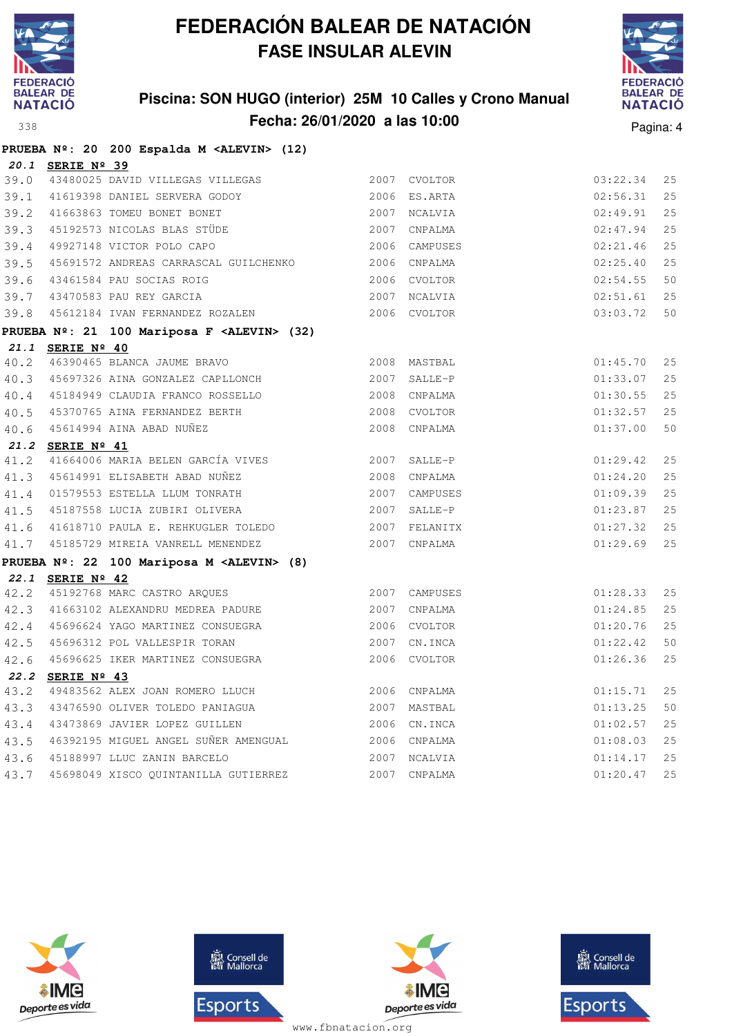# FEDERACIÓN BALEAR DE NATACIÓN
## FASE INSULAR ALEVIN

**Piscina: SON HUGO (interior) 25M 10 Calles y Crono Manual**
**Fecha: 26/01/2020 a las 10:00**

**PRUEBA Nº: 20 200 Espalda M <ALEVIN> (12)**

***20.1* SERIE Nº 39**

| | | | | | | |
|---|---|---|---|---|---|---|
| 39.0 | 43480025 | DAVID VILLEGAS VILLEGAS | 2007 | CVOLTOR | 03:22.34 | 25 |
| 39.1 | 41619398 | DANIEL SERVERA GODOY | 2006 | ES.ARTA | 02:56.31 | 25 |
| 39.2 | 41663863 | TOMEU BONET BONET | 2007 | NCALVIA | 02:49.91 | 25 |
| 39.3 | 45192573 | NICOLAS BLAS STÜDE | 2007 | CNPALMA | 02:47.94 | 25 |
| 39.4 | 49927148 | VICTOR POLO CAPO | 2006 | CAMPUSES | 02:21.46 | 25 |
| 39.5 | 45691572 | ANDREAS CARRASCAL GUILCHENKO | 2006 | CNPALMA | 02:25.40 | 25 |
| 39.6 | 43461584 | PAU SOCIAS ROIG | 2006 | CVOLTOR | 02:54.55 | 50 |
| 39.7 | 43470583 | PAU REY GARCIA | 2007 | NCALVIA | 02:51.61 | 25 |
| 39.8 | 45612184 | IVAN FERNANDEZ ROZALEN | 2006 | CVOLTOR | 03:03.72 | 50 |

**PRUEBA Nº: 21 100 Mariposa F <ALEVIN> (32)**

***21.1* SERIE Nº 40**

| | | | | | | |
|---|---|---|---|---|---|---|
| 40.2 | 46390465 | BLANCA JAUME BRAVO | 2008 | MASTBAL | 01:45.70 | 25 |
| 40.3 | 45697326 | AINA GONZALEZ CAPLLONCH | 2007 | SALLE-P | 01:33.07 | 25 |
| 40.4 | 45184949 | CLAUDIA FRANCO ROSSELLO | 2008 | CNPALMA | 01:30.55 | 25 |
| 40.5 | 45370765 | AINA FERNANDEZ BERTH | 2008 | CVOLTOR | 01:32.57 | 25 |
| 40.6 | 45614994 | AINA ABAD NUÑEZ | 2008 | CNPALMA | 01:37.00 | 50 |

***21.2* SERIE Nº 41**

| | | | | | | |
|---|---|---|---|---|---|---|
| 41.2 | 41664006 | MARIA BELEN GARCÍA VIVES | 2007 | SALLE-P | 01:29.42 | 25 |
| 41.3 | 45614991 | ELISABETH ABAD NUÑEZ | 2008 | CNPALMA | 01:24.20 | 25 |
| 41.4 | 01579553 | ESTELLA LLUM TONRATH | 2007 | CAMPUSES | 01:09.39 | 25 |
| 41.5 | 45187558 | LUCIA ZUBIRI OLIVERA | 2007 | SALLE-P | 01:23.87 | 25 |
| 41.6 | 41618710 | PAULA E. REHKUGLER TOLEDO | 2007 | FELANITX | 01:27.32 | 25 |
| 41.7 | 45185729 | MIREIA VANRELL MENENDEZ | 2007 | CNPALMA | 01:29.69 | 25 |

**PRUEBA Nº: 22 100 Mariposa M <ALEVIN> (8)**

***22.1* SERIE Nº 42**

| | | | | | | |
|---|---|---|---|---|---|---|
| 42.2 | 45192768 | MARC CASTRO ARQUES | 2007 | CAMPUSES | 01:28.33 | 25 |
| 42.3 | 41663102 | ALEXANDRU MEDREA PADURE | 2007 | CNPALMA | 01:24.85 | 25 |
| 42.4 | 45696624 | YAGO MARTINEZ CONSUEGRA | 2006 | CVOLTOR | 01:20.76 | 25 |
| 42.5 | 45696312 | POL VALLESPIR TORAN | 2007 | CN.INCA | 01:22.42 | 50 |
| 42.6 | 45696625 | IKER MARTINEZ CONSUEGRA | 2006 | CVOLTOR | 01:26.36 | 25 |

***22.2* SERIE Nº 43**

| | | | | | | |
|---|---|---|---|---|---|---|
| 43.2 | 49483562 | ALEX JOAN ROMERO LLUCH | 2006 | CNPALMA | 01:15.71 | 25 |
| 43.3 | 43476590 | OLIVER TOLEDO PANIAGUA | 2007 | MASTBAL | 01:13.25 | 50 |
| 43.4 | 43473869 | JAVIER LOPEZ GUILLEN | 2006 | CN.INCA | 01:02.57 | 25 |
| 43.5 | 46392195 | MIGUEL ANGEL SUÑER AMENGUAL | 2006 | CNPALMA | 01:08.03 | 25 |
| 43.6 | 45188997 | LLUC ZANIN BARCELO | 2007 | NCALVIA | 01:14.17 | 25 |
| 43.7 | 45698049 | XISCO QUINTANILLA GUTIERREZ | 2007 | CNPALMA | 01:20.47 | 25 |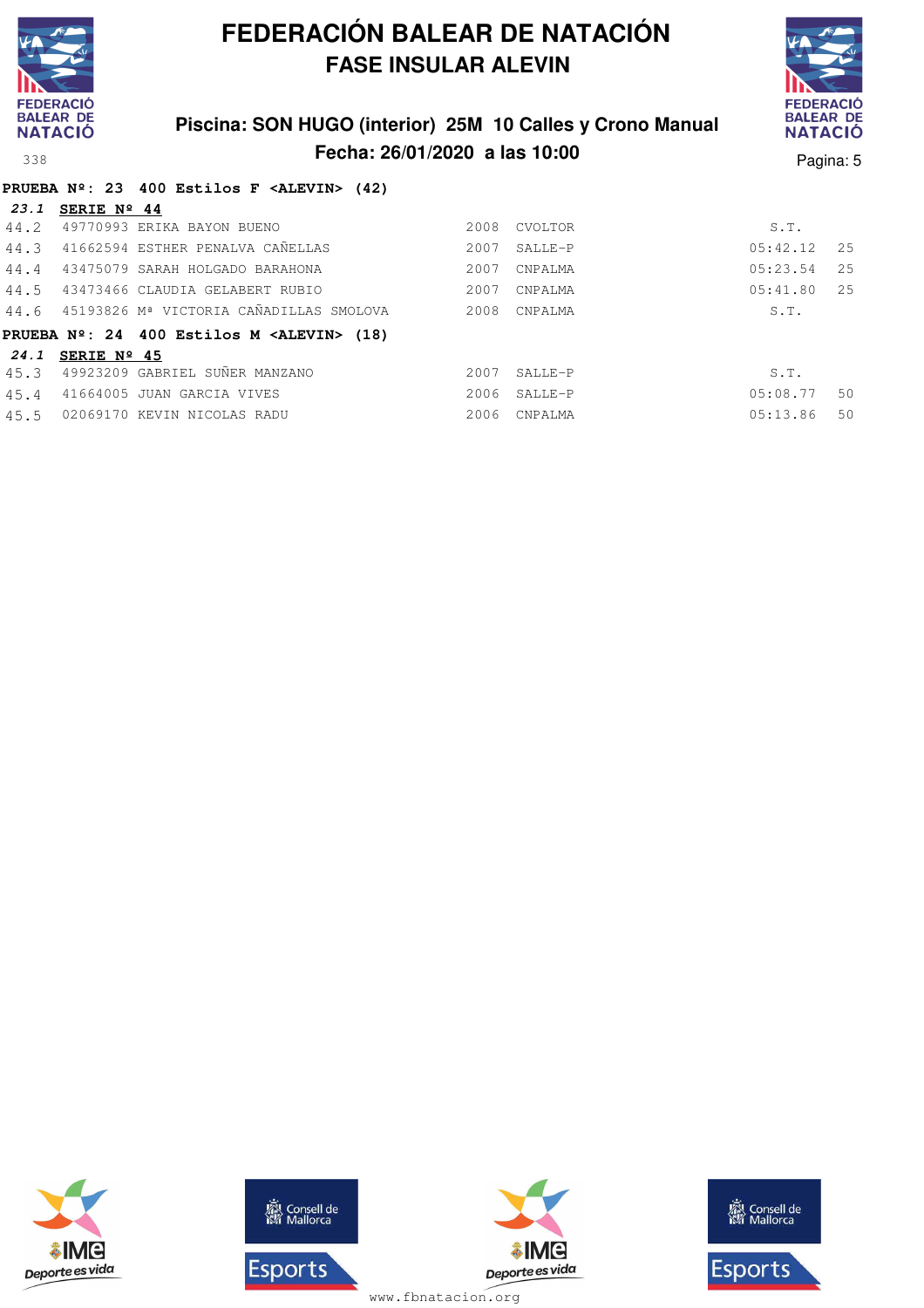# FEDERACIÓN BALEAR DE NATACIÓN
## FASE INSULAR ALEVIN

### Piscina: SON HUGO (interior) 25M 10 Calles y Crono Manual
### Fecha: 26/01/2020 a las 10:00

338

**PRUEBA Nº: 23 400 Estilos F <ALEVIN> (42)**

***23.1*** **SERIE Nº 44**

| | | | | | | |
|---|---|---|---|---|---|---|
| 44.2 | 49770993 | ERIKA BAYON BUENO | 2008 | CVOLTOR | S.T. | |
| 44.3 | 41662594 | ESTHER PENALVA CAÑELLAS | 2007 | SALLE-P | 05:42.12 | 25 |
| 44.4 | 43475079 | SARAH HOLGADO BARAHONA | 2007 | CNPALMA | 05:23.54 | 25 |
| 44.5 | 43473466 | CLAUDIA GELABERT RUBIO | 2007 | CNPALMA | 05:41.80 | 25 |
| 44.6 | 45193826 | Mª VICTORIA CAÑADILLAS SMOLOVA | 2008 | CNPALMA | S.T. | |

**PRUEBA Nº: 24 400 Estilos M <ALEVIN> (18)**

***24.1*** **SERIE Nº 45**

| | | | | | | |
|---|---|---|---|---|---|---|
| 45.3 | 49923209 | GABRIEL SUÑER MANZANO | 2007 | SALLE-P | S.T. | |
| 45.4 | 41664005 | JUAN GARCIA VIVES | 2006 | SALLE-P | 05:08.77 | 50 |
| 45.5 | 02069170 | KEVIN NICOLAS RADU | 2006 | CNPALMA | 05:13.86 | 50 |

www.fbnatacion.org